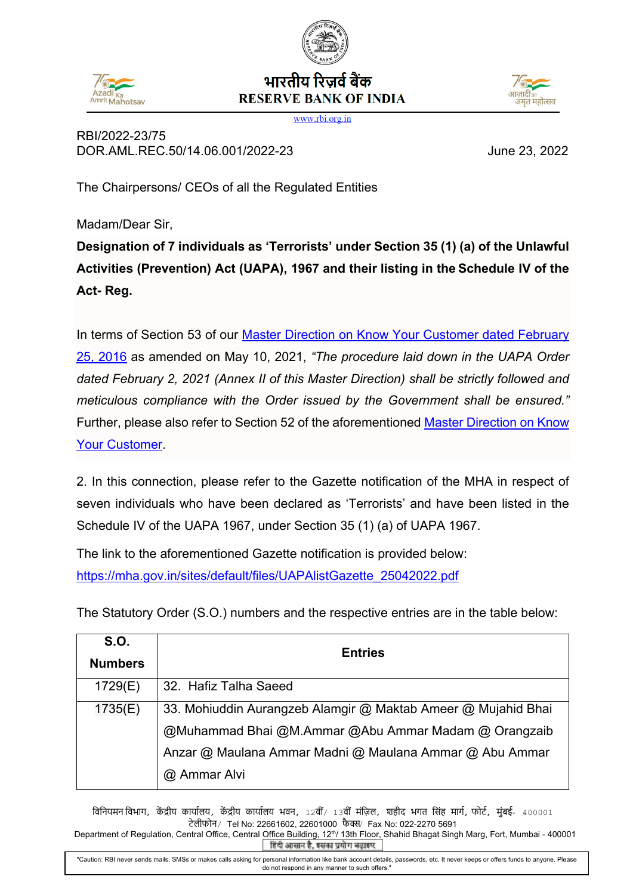भारतीय रिज़र्व बैंक
RESERVE BANK OF INDIA
www.rbi.org.in

RBI/2022-23/75
DOR.AML.REC.50/14.06.001/2022-23 June 23, 2022

The Chairpersons/ CEOs of all the Regulated Entities

Madam/Dear Sir,

**Designation of 7 individuals as 'Terrorists' under Section 35 (1) (a) of the Unlawful Activities (Prevention) Act (UAPA), 1967 and their listing in the Schedule IV of the Act- Reg.**

In terms of Section 53 of our Master Direction on Know Your Customer dated February 25, 2016 as amended on May 10, 2021, *"The procedure laid down in the UAPA Order dated February 2, 2021 (Annex II of this Master Direction) shall be strictly followed and meticulous compliance with the Order issued by the Government shall be ensured."* Further, please also refer to Section 52 of the aforementioned Master Direction on Know Your Customer.

2. In this connection, please refer to the Gazette notification of the MHA in respect of seven individuals who have been declared as 'Terrorists' and have been listed in the Schedule IV of the UAPA 1967, under Section 35 (1) (a) of UAPA 1967.

The link to the aforementioned Gazette notification is provided below:
https://mha.gov.in/sites/default/files/UAPAlistGazette_25042022.pdf

The Statutory Order (S.O.) numbers and the respective entries are in the table below:

| S.O. Numbers | Entries |
|---|---|
| 1729(E) | 32. Hafiz Talha Saeed |
| 1735(E) | 33. Mohiuddin Aurangzeb Alamgir @ Maktab Ameer @ Mujahid Bhai @Muhammad Bhai @M.Ammar @Abu Ammar Madam @ Orangzaib Anzar @ Maulana Ammar Madni @ Maulana Ammar @ Abu Ammar @ Ammar Alvi |

विनियमन विभाग, केंद्रीय कार्यालय, केंद्रीय कार्यालय भवन, 12वीं/ 13वीं मंज़िल, शहीद भगत सिंह मार्ग, फोर्ट, मुंबई- 400001
टेलीफोन/ Tel No: 22661602, 22601000 फैक्स/ Fax No: 022-2270 5691
Department of Regulation, Central Office, Central Office Building, 12th/ 13th Floor, Shahid Bhagat Singh Marg, Fort, Mumbai - 400001
हिंदी आसान है, इसका प्रयोग बढ़ाइए

"Caution: RBI never sends mails, SMSs or makes calls asking for personal information like bank account details, passwords, etc. It never keeps or offers funds to anyone. Please do not respond in any manner to such offers."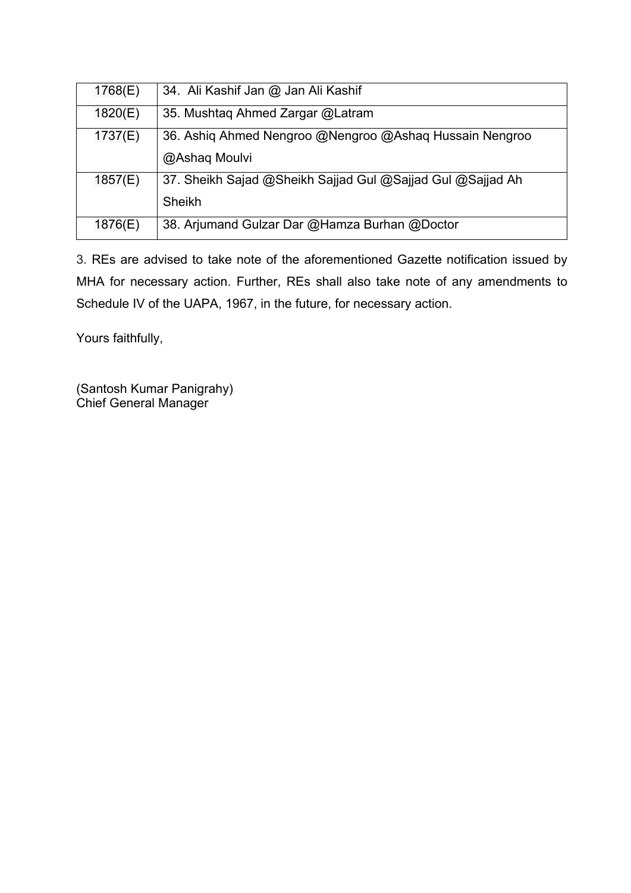| | |
|---|---|
| 1768(E) | 34. Ali Kashif Jan @ Jan Ali Kashif |
| 1820(E) | 35. Mushtaq Ahmed Zargar @Latram |
| 1737(E) | 36. Ashiq Ahmed Nengroo @Nengroo @Ashaq Hussain Nengroo @Ashaq Moulvi |
| 1857(E) | 37. Sheikh Sajad @Sheikh Sajjad Gul @Sajjad Gul @Sajjad Ah Sheikh |
| 1876(E) | 38. Arjumand Gulzar Dar @Hamza Burhan @Doctor |

3. REs are advised to take note of the aforementioned Gazette notification issued by MHA for necessary action. Further, REs shall also take note of any amendments to Schedule IV of the UAPA, 1967, in the future, for necessary action.

Yours faithfully,

(Santosh Kumar Panigrahy)
Chief General Manager